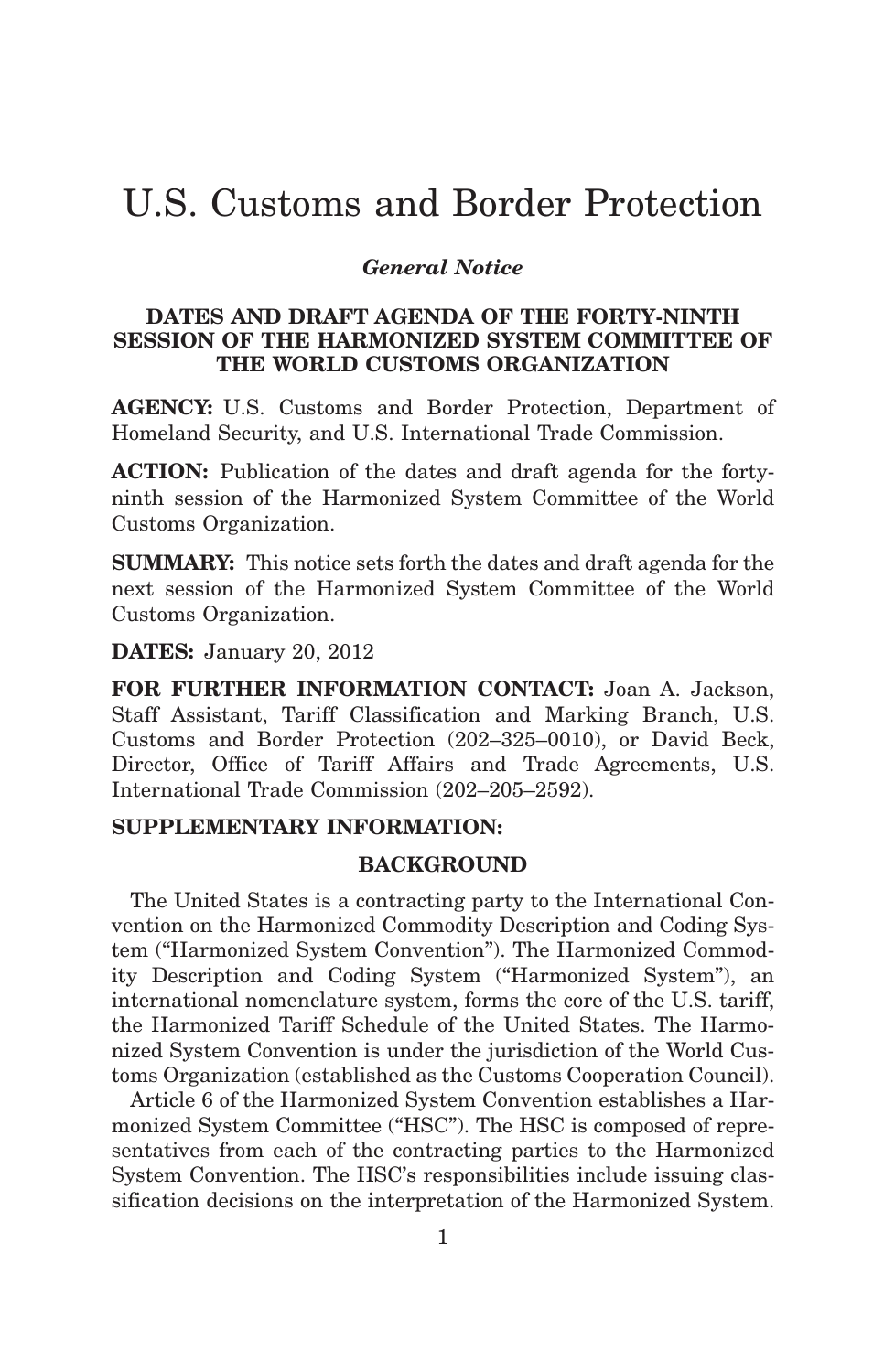# U.S. Customs and Border Protection

*General Notice*

**DATES AND DRAFT AGENDA OF THE FORTY-NINTH SESSION OF THE HARMONIZED SYSTEM COMMITTEE OF THE WORLD CUSTOMS ORGANIZATION**

**AGENCY:** U.S. Customs and Border Protection, Department of Homeland Security, and U.S. International Trade Commission.

**ACTION:** Publication of the dates and draft agenda for the forty-ninth session of the Harmonized System Committee of the World Customs Organization.

**SUMMARY:** This notice sets forth the dates and draft agenda for the next session of the Harmonized System Committee of the World Customs Organization.

**DATES:** January 20, 2012

**FOR FURTHER INFORMATION CONTACT:** Joan A. Jackson, Staff Assistant, Tariff Classification and Marking Branch, U.S. Customs and Border Protection (202–325–0010), or David Beck, Director, Office of Tariff Affairs and Trade Agreements, U.S. International Trade Commission (202–205–2592).

**SUPPLEMENTARY INFORMATION:**

**BACKGROUND**

The United States is a contracting party to the International Convention on the Harmonized Commodity Description and Coding System ("Harmonized System Convention"). The Harmonized Commodity Description and Coding System ("Harmonized System"), an international nomenclature system, forms the core of the U.S. tariff, the Harmonized Tariff Schedule of the United States. The Harmonized System Convention is under the jurisdiction of the World Customs Organization (established as the Customs Cooperation Council).

Article 6 of the Harmonized System Convention establishes a Harmonized System Committee ("HSC"). The HSC is composed of representatives from each of the contracting parties to the Harmonized System Convention. The HSC's responsibilities include issuing classification decisions on the interpretation of the Harmonized System.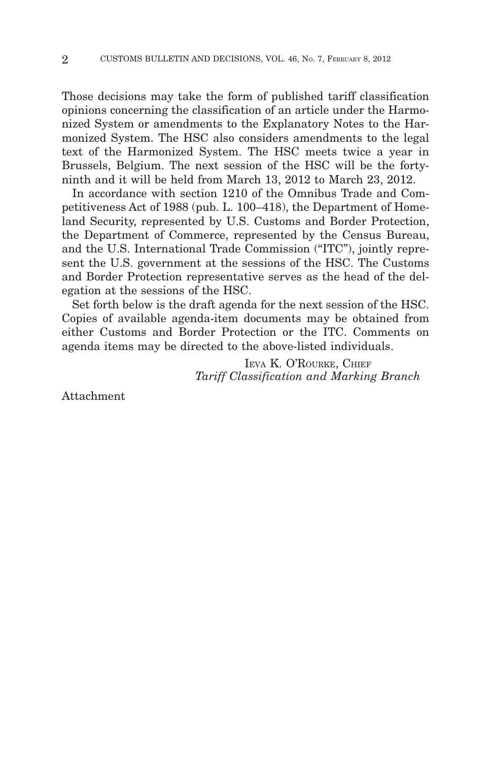Those decisions may take the form of published tariff classification opinions concerning the classification of an article under the Harmonized System or amendments to the Explanatory Notes to the Harmonized System. The HSC also considers amendments to the legal text of the Harmonized System. The HSC meets twice a year in Brussels, Belgium. The next session of the HSC will be the forty-ninth and it will be held from March 13, 2012 to March 23, 2012.

In accordance with section 1210 of the Omnibus Trade and Competitiveness Act of 1988 (pub. L. 100–418), the Department of Homeland Security, represented by U.S. Customs and Border Protection, the Department of Commerce, represented by the Census Bureau, and the U.S. International Trade Commission ("ITC"), jointly represent the U.S. government at the sessions of the HSC. The Customs and Border Protection representative serves as the head of the delegation at the sessions of the HSC.

Set forth below is the draft agenda for the next session of the HSC. Copies of available agenda-item documents may be obtained from either Customs and Border Protection or the ITC. Comments on agenda items may be directed to the above-listed individuals.

IEVA K. O'ROURKE, CHIEF
*Tariff Classification and Marking Branch*

Attachment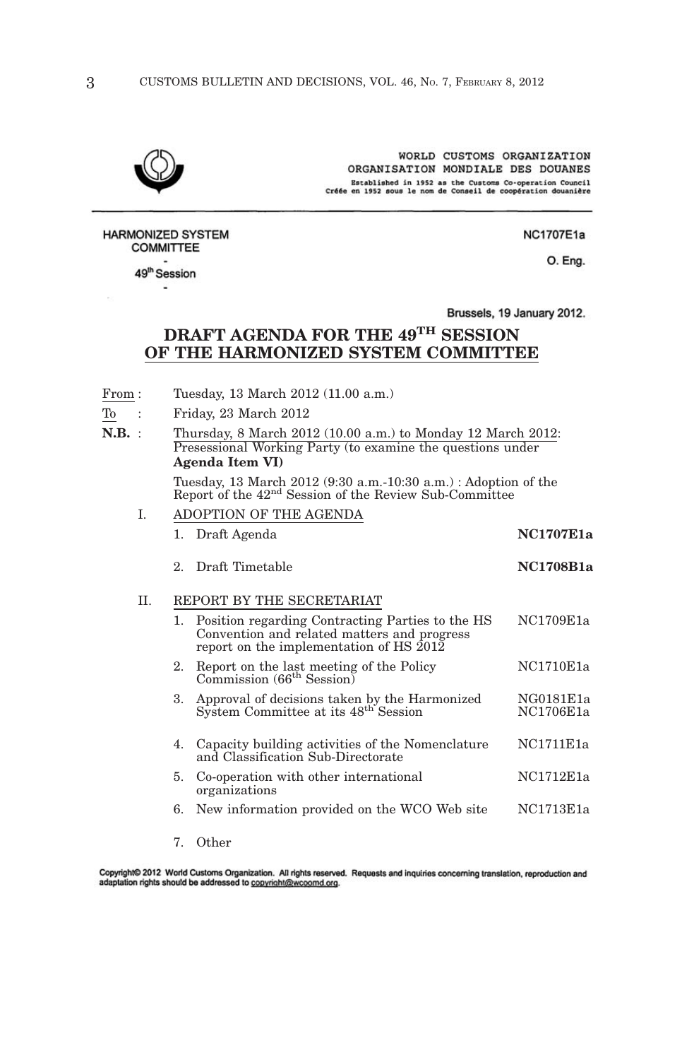WORLD CUSTOMS ORGANIZATION
ORGANISATION MONDIALE DES DOUANES
Established in 1952 as the Customs Co-operation Council
Créée en 1952 sous le nom de Conseil de coopération douanière

HARMONIZED SYSTEM COMMITTEE
-
49th Session
-

NC1707E1a

O. Eng.

Brussels, 19 January 2012.

# DRAFT AGENDA FOR THE 49TH SESSION OF THE HARMONIZED SYSTEM COMMITTEE

From : Tuesday, 13 March 2012 (11.00 a.m.)

To : Friday, 23 March 2012

**N.B.** : Thursday, 8 March 2012 (10.00 a.m.) to Monday 12 March 2012: Presessional Working Party (to examine the questions under **Agenda Item VI)**

Tuesday, 13 March 2012 (9:30 a.m.-10:30 a.m.) : Adoption of the Report of the 42nd Session of the Review Sub-Committee

| | | |
|---|---|---|
| I. | ADOPTION OF THE AGENDA | |
| | 1. Draft Agenda | **NC1707E1a** |
| | 2. Draft Timetable | **NC1708B1a** |
| II. | REPORT BY THE SECRETARIAT | |
| | 1. Position regarding Contracting Parties to the HS Convention and related matters and progress report on the implementation of HS 2012 | NC1709E1a |
| | 2. Report on the last meeting of the Policy Commission (66th Session) | NC1710E1a |
| | 3. Approval of decisions taken by the Harmonized System Committee at its 48th Session | NG0181E1a<br>NC1706E1a |
| | 4. Capacity building activities of the Nomenclature and Classification Sub-Directorate | NC1711E1a |
| | 5. Co-operation with other international organizations | NC1712E1a |
| | 6. New information provided on the WCO Web site | NC1713E1a |
| | 7. Other | |

Copyright© 2012 World Customs Organization. All rights reserved. Requests and inquiries concerning translation, reproduction and adaptation rights should be addressed to copyright@wcoomd.org.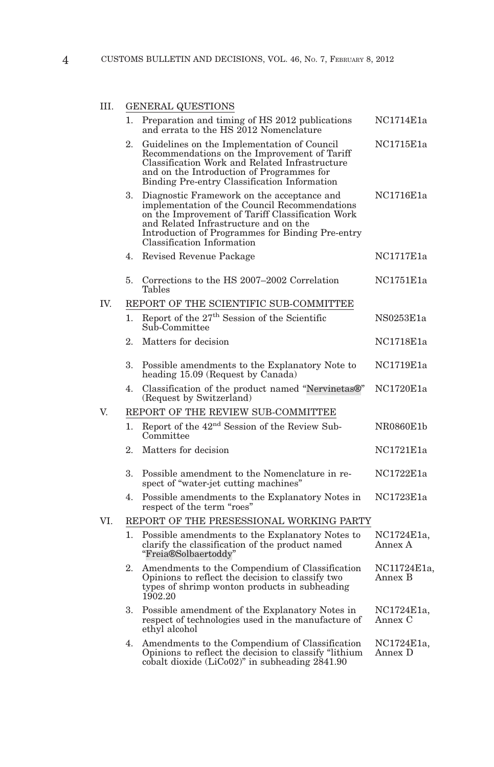III. GENERAL QUESTIONS

| | | |
|---|---|---|
| 1. | Preparation and timing of HS 2012 publications and errata to the HS 2012 Nomenclature | NC1714E1a |
| 2. | Guidelines on the Implementation of Council Recommendations on the Improvement of Tariff Classification Work and Related Infrastructure and on the Introduction of Programmes for Binding Pre-entry Classification Information | NC1715E1a |
| 3. | Diagnostic Framework on the acceptance and implementation of the Council Recommendations on the Improvement of Tariff Classification Work and Related Infrastructure and on the Introduction of Programmes for Binding Pre-entry Classification Information | NC1716E1a |
| 4. | Revised Revenue Package | NC1717E1a |
| 5. | Corrections to the HS 2007–2002 Correlation Tables | NC1751E1a |

IV. REPORT OF THE SCIENTIFIC SUB-COMMITTEE

| | | |
|---|---|---|
| 1. | Report of the 27th Session of the Scientific Sub-Committee | NS0253E1a |
| 2. | Matters for decision | NC1718E1a |
| 3. | Possible amendments to the Explanatory Note to heading 15.09 (Request by Canada) | NC1719E1a |
| 4. | Classification of the product named "Nervinetas®" (Request by Switzerland) | NC1720E1a |

V. REPORT OF THE REVIEW SUB-COMMITTEE

| | | |
|---|---|---|
| 1. | Report of the 42nd Session of the Review Sub-Committee | NR0860E1b |
| 2. | Matters for decision | NC1721E1a |
| 3. | Possible amendment to the Nomenclature in respect of "water-jet cutting machines" | NC1722E1a |
| 4. | Possible amendments to the Explanatory Notes in respect of the term "roes" | NC1723E1a |

VI. REPORT OF THE PRESESSIONAL WORKING PARTY

| | | |
|---|---|---|
| 1. | Possible amendments to the Explanatory Notes to clarify the classification of the product named "Freia®Solbaertoddy" | NC1724E1a, Annex A |
| 2. | Amendments to the Compendium of Classification Opinions to reflect the decision to classify two types of shrimp wonton products in subheading 1902.20 | NC11724E1a, Annex B |
| 3. | Possible amendment of the Explanatory Notes in respect of technologies used in the manufacture of ethyl alcohol | NC1724E1a, Annex C |
| 4. | Amendments to the Compendium of Classification Opinions to reflect the decision to classify "lithium cobalt dioxide (LiCo02)" in subheading 2841.90 | NC1724E1a, Annex D |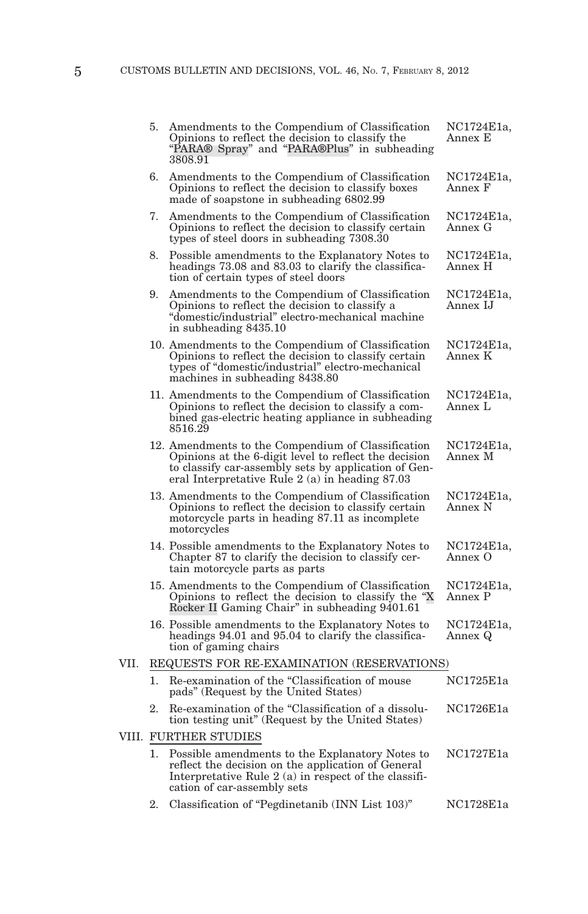| | | |
|---|---|---|
| 5. | Amendments to the Compendium of Classification Opinions to reflect the decision to classify the "PARA® Spray" and "PARA®Plus" in subheading 3808.91 | NC1724E1a, Annex E |
| 6. | Amendments to the Compendium of Classification Opinions to reflect the decision to classify boxes made of soapstone in subheading 6802.99 | NC1724E1a, Annex F |
| 7. | Amendments to the Compendium of Classification Opinions to reflect the decision to classify certain types of steel doors in subheading 7308.30 | NC1724E1a, Annex G |
| 8. | Possible amendments to the Explanatory Notes to headings 73.08 and 83.03 to clarify the classification of certain types of steel doors | NC1724E1a, Annex H |
| 9. | Amendments to the Compendium of Classification Opinions to reflect the decision to classify a "domestic/industrial" electro-mechanical machine in subheading 8435.10 | NC1724E1a, Annex IJ |
| 10. | Amendments to the Compendium of Classification Opinions to reflect the decision to classify certain types of "domestic/industrial" electro-mechanical machines in subheading 8438.80 | NC1724E1a, Annex K |
| 11. | Amendments to the Compendium of Classification Opinions to reflect the decision to classify a combined gas-electric heating appliance in subheading 8516.29 | NC1724E1a, Annex L |
| 12. | Amendments to the Compendium of Classification Opinions at the 6-digit level to reflect the decision to classify car-assembly sets by application of General Interpretative Rule 2 (a) in heading 87.03 | NC1724E1a, Annex M |
| 13. | Amendments to the Compendium of Classification Opinions to reflect the decision to classify certain motorcycle parts in heading 87.11 as incomplete motorcycles | NC1724E1a, Annex N |
| 14. | Possible amendments to the Explanatory Notes to Chapter 87 to clarify the decision to classify certain motorcycle parts as parts | NC1724E1a, Annex O |
| 15. | Amendments to the Compendium of Classification Opinions to reflect the decision to classify the "X Rocker II Gaming Chair" in subheading 9401.61 | NC1724E1a, Annex P |
| 16. | Possible amendments to the Explanatory Notes to headings 94.01 and 95.04 to clarify the classification of gaming chairs | NC1724E1a, Annex Q |

## VII. REQUESTS FOR RE-EXAMINATION (RESERVATIONS)

| | | |
|---|---|---|
| 1. | Re-examination of the "Classification of mouse pads" (Request by the United States) | NC1725E1a |
| 2. | Re-examination of the "Classification of a dissolution testing unit" (Request by the United States) | NC1726E1a |

## VIII. FURTHER STUDIES

| | | |
|---|---|---|
| 1. | Possible amendments to the Explanatory Notes to reflect the decision on the application of General Interpretative Rule 2 (a) in respect of the classification of car-assembly sets | NC1727E1a |
| 2. | Classification of "Pegdinetanib (INN List 103)" | NC1728E1a |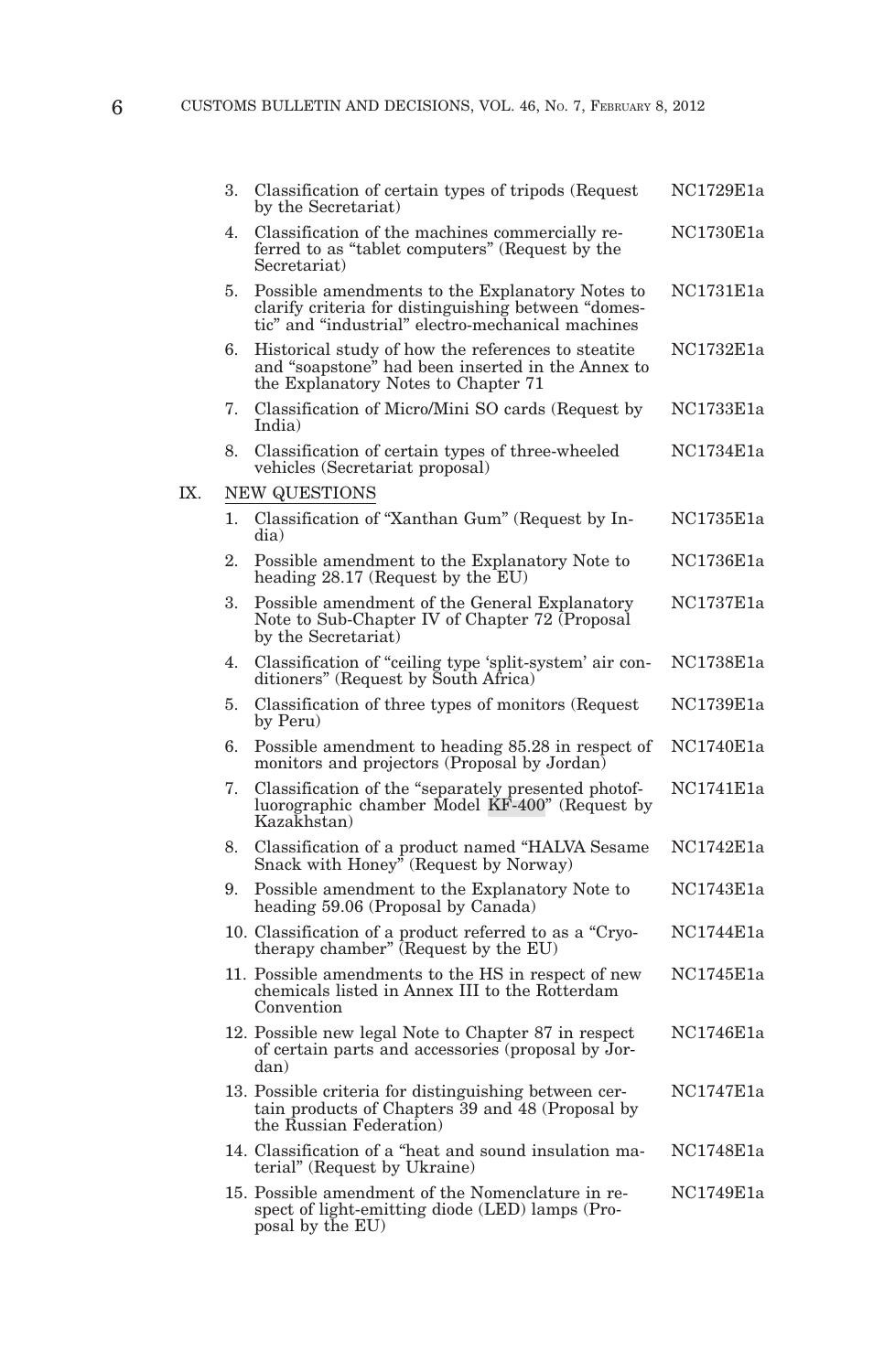3. Classification of certain types of tripods (Request by the Secretariat) — NC1729E1a
4. Classification of the machines commercially referred to as "tablet computers" (Request by the Secretariat) — NC1730E1a
5. Possible amendments to the Explanatory Notes to clarify criteria for distinguishing between "domestic" and "industrial" electro-mechanical machines — NC1731E1a
6. Historical study of how the references to steatite and "soapstone" had been inserted in the Annex to the Explanatory Notes to Chapter 71 — NC1732E1a
7. Classification of Micro/Mini SO cards (Request by India) — NC1733E1a
8. Classification of certain types of three-wheeled vehicles (Secretariat proposal) — NC1734E1a

IX. NEW QUESTIONS

1. Classification of "Xanthan Gum" (Request by India) — NC1735E1a
2. Possible amendment to the Explanatory Note to heading 28.17 (Request by the EU) — NC1736E1a
3. Possible amendment of the General Explanatory Note to Sub-Chapter IV of Chapter 72 (Proposal by the Secretariat) — NC1737E1a
4. Classification of "ceiling type 'split-system' air conditioners" (Request by South Africa) — NC1738E1a
5. Classification of three types of monitors (Request by Peru) — NC1739E1a
6. Possible amendment to heading 85.28 in respect of monitors and projectors (Proposal by Jordan) — NC1740E1a
7. Classification of the "separately presented photofluorographic chamber Model KF-400" (Request by Kazakhstan) — NC1741E1a
8. Classification of a product named "HALVA Sesame Snack with Honey" (Request by Norway) — NC1742E1a
9. Possible amendment to the Explanatory Note to heading 59.06 (Proposal by Canada) — NC1743E1a
10. Classification of a product referred to as a "Cryotherapy chamber" (Request by the EU) — NC1744E1a
11. Possible amendments to the HS in respect of new chemicals listed in Annex III to the Rotterdam Convention — NC1745E1a
12. Possible new legal Note to Chapter 87 in respect of certain parts and accessories (proposal by Jordan) — NC1746E1a
13. Possible criteria for distinguishing between certain products of Chapters 39 and 48 (Proposal by the Russian Federation) — NC1747E1a
14. Classification of a "heat and sound insulation material" (Request by Ukraine) — NC1748E1a
15. Possible amendment of the Nomenclature in respect of light-emitting diode (LED) lamps (Proposal by the EU) — NC1749E1a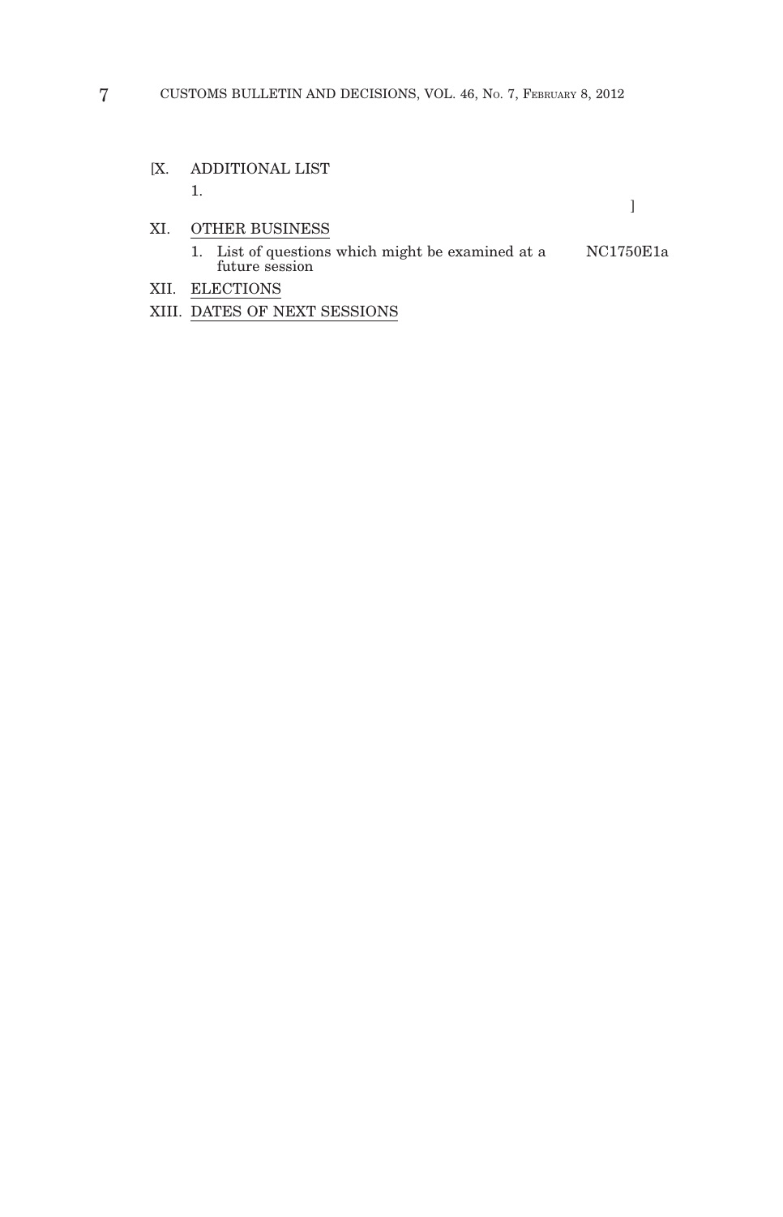[X. ADDITIONAL LIST

1.

]

XI. OTHER BUSINESS

1. List of questions which might be examined at a future session — NC1750E1a

XII. ELECTIONS

XIII. DATES OF NEXT SESSIONS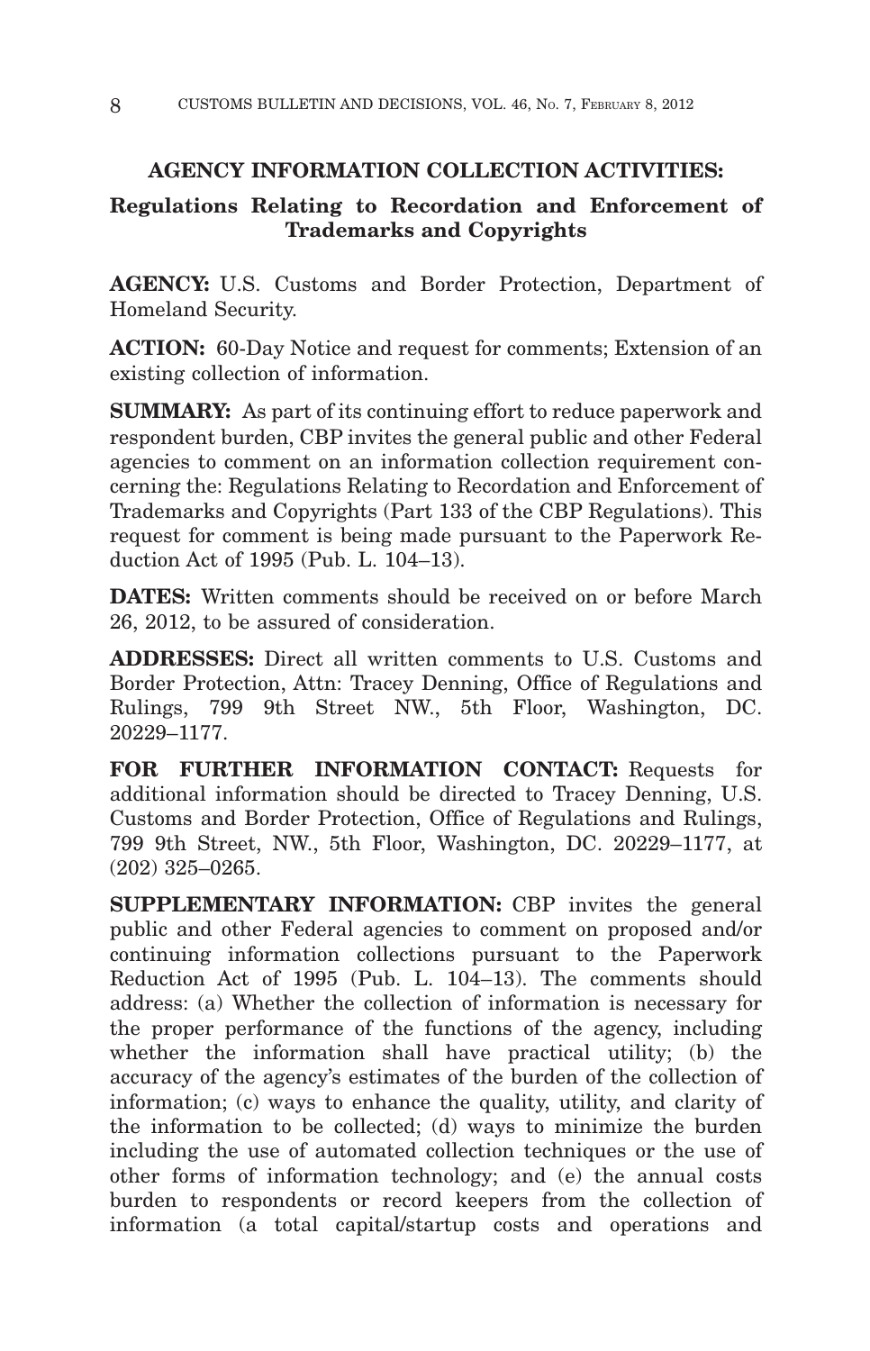## AGENCY INFORMATION COLLECTION ACTIVITIES:

### Regulations Relating to Recordation and Enforcement of Trademarks and Copyrights

**AGENCY:** U.S. Customs and Border Protection, Department of Homeland Security.

**ACTION:** 60-Day Notice and request for comments; Extension of an existing collection of information.

**SUMMARY:** As part of its continuing effort to reduce paperwork and respondent burden, CBP invites the general public and other Federal agencies to comment on an information collection requirement concerning the: Regulations Relating to Recordation and Enforcement of Trademarks and Copyrights (Part 133 of the CBP Regulations). This request for comment is being made pursuant to the Paperwork Reduction Act of 1995 (Pub. L. 104–13).

**DATES:** Written comments should be received on or before March 26, 2012, to be assured of consideration.

**ADDRESSES:** Direct all written comments to U.S. Customs and Border Protection, Attn: Tracey Denning, Office of Regulations and Rulings, 799 9th Street NW., 5th Floor, Washington, DC. 20229–1177.

**FOR FURTHER INFORMATION CONTACT:** Requests for additional information should be directed to Tracey Denning, U.S. Customs and Border Protection, Office of Regulations and Rulings, 799 9th Street, NW., 5th Floor, Washington, DC. 20229–1177, at (202) 325–0265.

**SUPPLEMENTARY INFORMATION:** CBP invites the general public and other Federal agencies to comment on proposed and/or continuing information collections pursuant to the Paperwork Reduction Act of 1995 (Pub. L. 104–13). The comments should address: (a) Whether the collection of information is necessary for the proper performance of the functions of the agency, including whether the information shall have practical utility; (b) the accuracy of the agency's estimates of the burden of the collection of information; (c) ways to enhance the quality, utility, and clarity of the information to be collected; (d) ways to minimize the burden including the use of automated collection techniques or the use of other forms of information technology; and (e) the annual costs burden to respondents or record keepers from the collection of information (a total capital/startup costs and operations and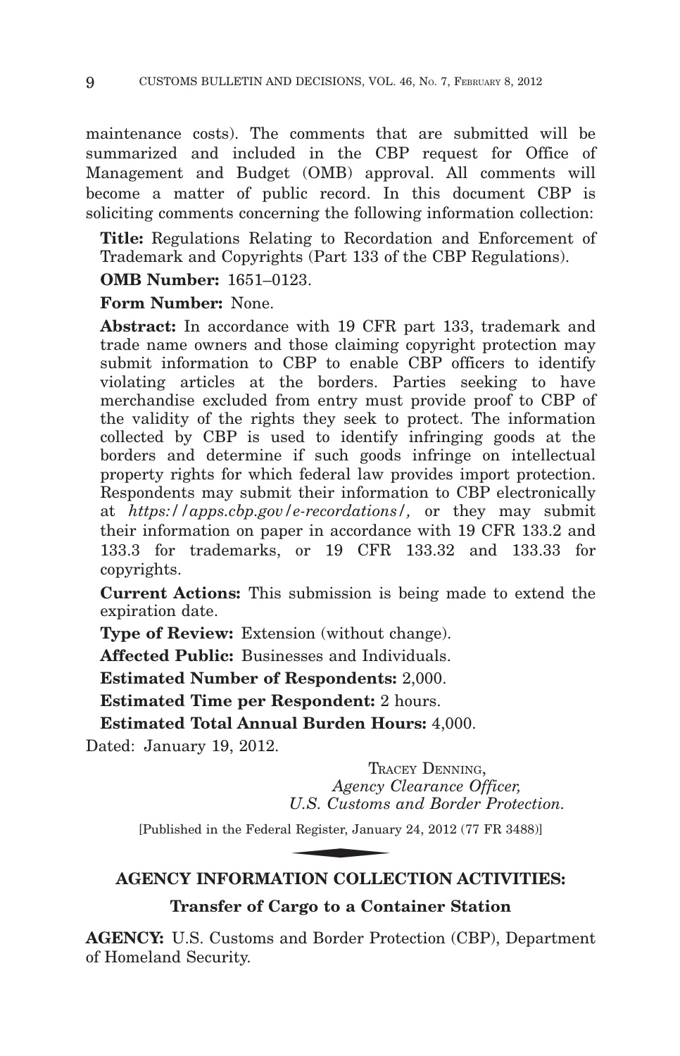maintenance costs). The comments that are submitted will be summarized and included in the CBP request for Office of Management and Budget (OMB) approval. All comments will become a matter of public record. In this document CBP is soliciting comments concerning the following information collection:

**Title:** Regulations Relating to Recordation and Enforcement of Trademark and Copyrights (Part 133 of the CBP Regulations).

**OMB Number:** 1651–0123.

**Form Number:** None.

**Abstract:** In accordance with 19 CFR part 133, trademark and trade name owners and those claiming copyright protection may submit information to CBP to enable CBP officers to identify violating articles at the borders. Parties seeking to have merchandise excluded from entry must provide proof to CBP of the validity of the rights they seek to protect. The information collected by CBP is used to identify infringing goods at the borders and determine if such goods infringe on intellectual property rights for which federal law provides import protection. Respondents may submit their information to CBP electronically at *https://apps.cbp.gov/e-recordations/,* or they may submit their information on paper in accordance with 19 CFR 133.2 and 133.3 for trademarks, or 19 CFR 133.32 and 133.33 for copyrights.

**Current Actions:** This submission is being made to extend the expiration date.

**Type of Review:** Extension (without change).

**Affected Public:** Businesses and Individuals.

**Estimated Number of Respondents:** 2,000.

**Estimated Time per Respondent:** 2 hours.

**Estimated Total Annual Burden Hours:** 4,000.

Dated: January 19, 2012.

TRACEY DENNING,
*Agency Clearance Officer,*
*U.S. Customs and Border Protection.*

[Published in the Federal Register, January 24, 2012 (77 FR 3488)]

## AGENCY INFORMATION COLLECTION ACTIVITIES:

### Transfer of Cargo to a Container Station

**AGENCY:** U.S. Customs and Border Protection (CBP), Department of Homeland Security.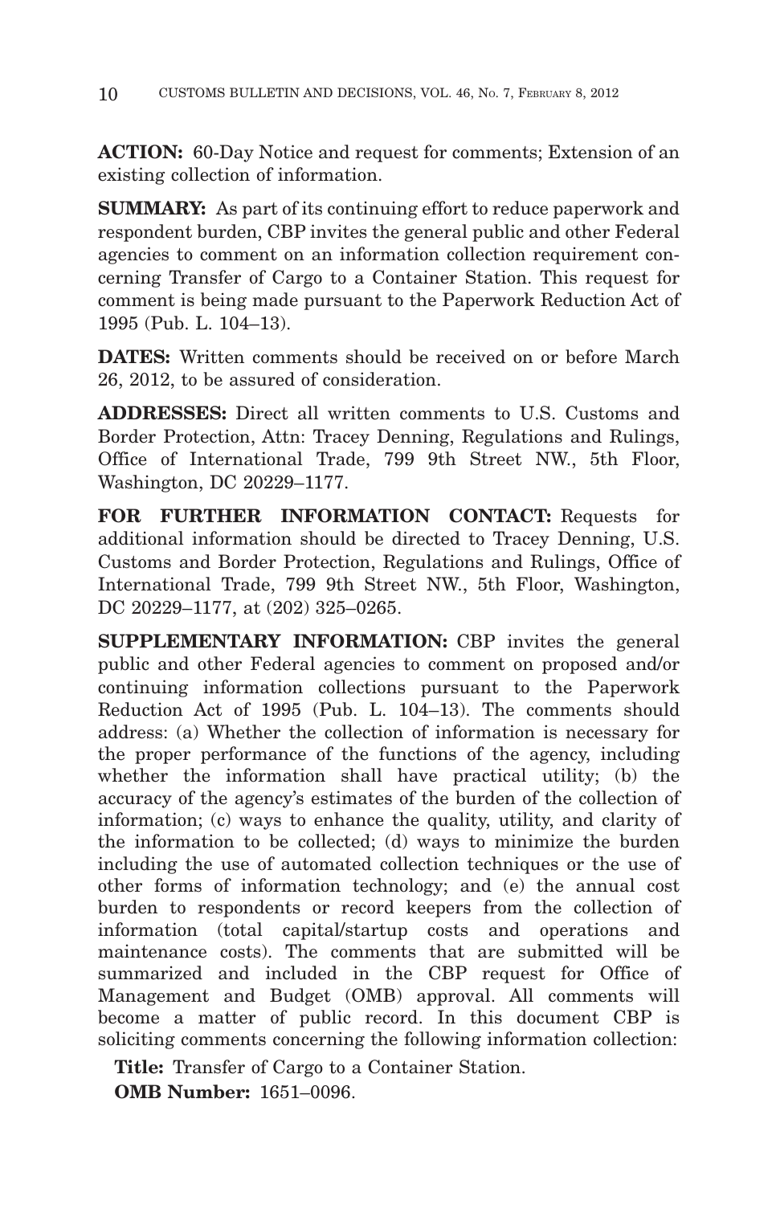**ACTION:** 60-Day Notice and request for comments; Extension of an existing collection of information.

**SUMMARY:** As part of its continuing effort to reduce paperwork and respondent burden, CBP invites the general public and other Federal agencies to comment on an information collection requirement concerning Transfer of Cargo to a Container Station. This request for comment is being made pursuant to the Paperwork Reduction Act of 1995 (Pub. L. 104–13).

**DATES:** Written comments should be received on or before March 26, 2012, to be assured of consideration.

**ADDRESSES:** Direct all written comments to U.S. Customs and Border Protection, Attn: Tracey Denning, Regulations and Rulings, Office of International Trade, 799 9th Street NW., 5th Floor, Washington, DC 20229–1177.

**FOR FURTHER INFORMATION CONTACT:** Requests for additional information should be directed to Tracey Denning, U.S. Customs and Border Protection, Regulations and Rulings, Office of International Trade, 799 9th Street NW., 5th Floor, Washington, DC 20229–1177, at (202) 325–0265.

**SUPPLEMENTARY INFORMATION:** CBP invites the general public and other Federal agencies to comment on proposed and/or continuing information collections pursuant to the Paperwork Reduction Act of 1995 (Pub. L. 104–13). The comments should address: (a) Whether the collection of information is necessary for the proper performance of the functions of the agency, including whether the information shall have practical utility; (b) the accuracy of the agency's estimates of the burden of the collection of information; (c) ways to enhance the quality, utility, and clarity of the information to be collected; (d) ways to minimize the burden including the use of automated collection techniques or the use of other forms of information technology; and (e) the annual cost burden to respondents or record keepers from the collection of information (total capital/startup costs and operations and maintenance costs). The comments that are submitted will be summarized and included in the CBP request for Office of Management and Budget (OMB) approval. All comments will become a matter of public record. In this document CBP is soliciting comments concerning the following information collection:

**Title:** Transfer of Cargo to a Container Station.

**OMB Number:** 1651–0096.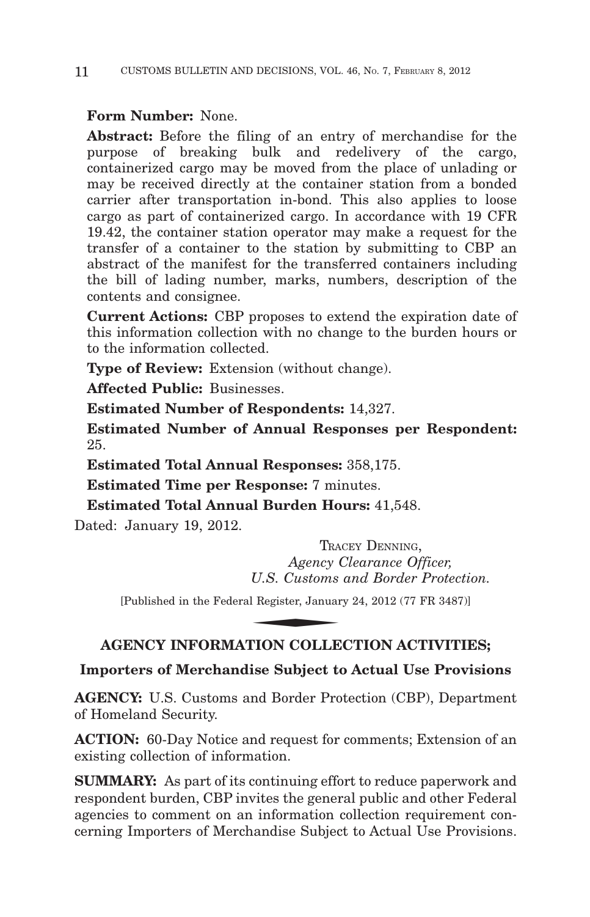**Form Number:** None.

**Abstract:** Before the filing of an entry of merchandise for the purpose of breaking bulk and redelivery of the cargo, containerized cargo may be moved from the place of unlading or may be received directly at the container station from a bonded carrier after transportation in-bond. This also applies to loose cargo as part of containerized cargo. In accordance with 19 CFR 19.42, the container station operator may make a request for the transfer of a container to the station by submitting to CBP an abstract of the manifest for the transferred containers including the bill of lading number, marks, numbers, description of the contents and consignee.

**Current Actions:** CBP proposes to extend the expiration date of this information collection with no change to the burden hours or to the information collected.

**Type of Review:** Extension (without change).

**Affected Public:** Businesses.

**Estimated Number of Respondents:** 14,327.

**Estimated Number of Annual Responses per Respondent:** 25.

**Estimated Total Annual Responses:** 358,175.

**Estimated Time per Response:** 7 minutes.

**Estimated Total Annual Burden Hours:** 41,548.

Dated: January 19, 2012.

TRACEY DENNING,
*Agency Clearance Officer,*
*U.S. Customs and Border Protection.*

[Published in the Federal Register, January 24, 2012 (77 FR 3487)]

## AGENCY INFORMATION COLLECTION ACTIVITIES;

### Importers of Merchandise Subject to Actual Use Provisions

**AGENCY:** U.S. Customs and Border Protection (CBP), Department of Homeland Security.

**ACTION:** 60-Day Notice and request for comments; Extension of an existing collection of information.

**SUMMARY:** As part of its continuing effort to reduce paperwork and respondent burden, CBP invites the general public and other Federal agencies to comment on an information collection requirement concerning Importers of Merchandise Subject to Actual Use Provisions.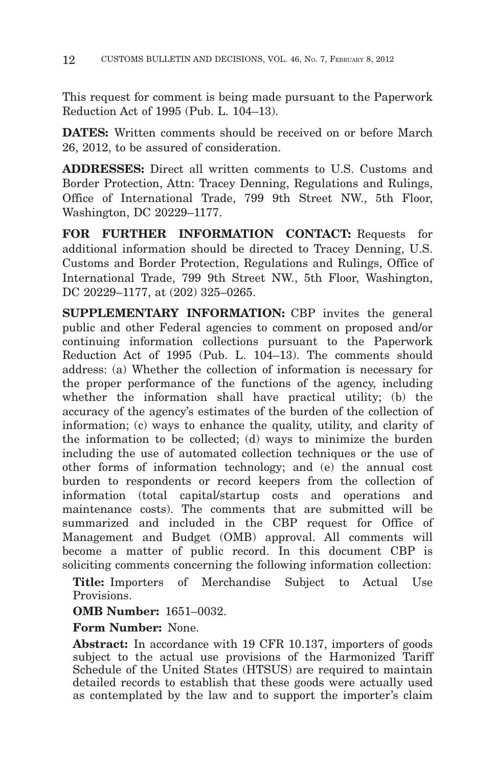This request for comment is being made pursuant to the Paperwork Reduction Act of 1995 (Pub. L. 104–13).

**DATES:** Written comments should be received on or before March 26, 2012, to be assured of consideration.

**ADDRESSES:** Direct all written comments to U.S. Customs and Border Protection, Attn: Tracey Denning, Regulations and Rulings, Office of International Trade, 799 9th Street NW., 5th Floor, Washington, DC 20229–1177.

**FOR FURTHER INFORMATION CONTACT:** Requests for additional information should be directed to Tracey Denning, U.S. Customs and Border Protection, Regulations and Rulings, Office of International Trade, 799 9th Street NW., 5th Floor, Washington, DC 20229–1177, at (202) 325–0265.

**SUPPLEMENTARY INFORMATION:** CBP invites the general public and other Federal agencies to comment on proposed and/or continuing information collections pursuant to the Paperwork Reduction Act of 1995 (Pub. L. 104–13). The comments should address: (a) Whether the collection of information is necessary for the proper performance of the functions of the agency, including whether the information shall have practical utility; (b) the accuracy of the agency's estimates of the burden of the collection of information; (c) ways to enhance the quality, utility, and clarity of the information to be collected; (d) ways to minimize the burden including the use of automated collection techniques or the use of other forms of information technology; and (e) the annual cost burden to respondents or record keepers from the collection of information (total capital/startup costs and operations and maintenance costs). The comments that are submitted will be summarized and included in the CBP request for Office of Management and Budget (OMB) approval. All comments will become a matter of public record. In this document CBP is soliciting comments concerning the following information collection:

**Title:** Importers of Merchandise Subject to Actual Use Provisions.

**OMB Number:** 1651–0032.

**Form Number:** None.

**Abstract:** In accordance with 19 CFR 10.137, importers of goods subject to the actual use provisions of the Harmonized Tariff Schedule of the United States (HTSUS) are required to maintain detailed records to establish that these goods were actually used as contemplated by the law and to support the importer's claim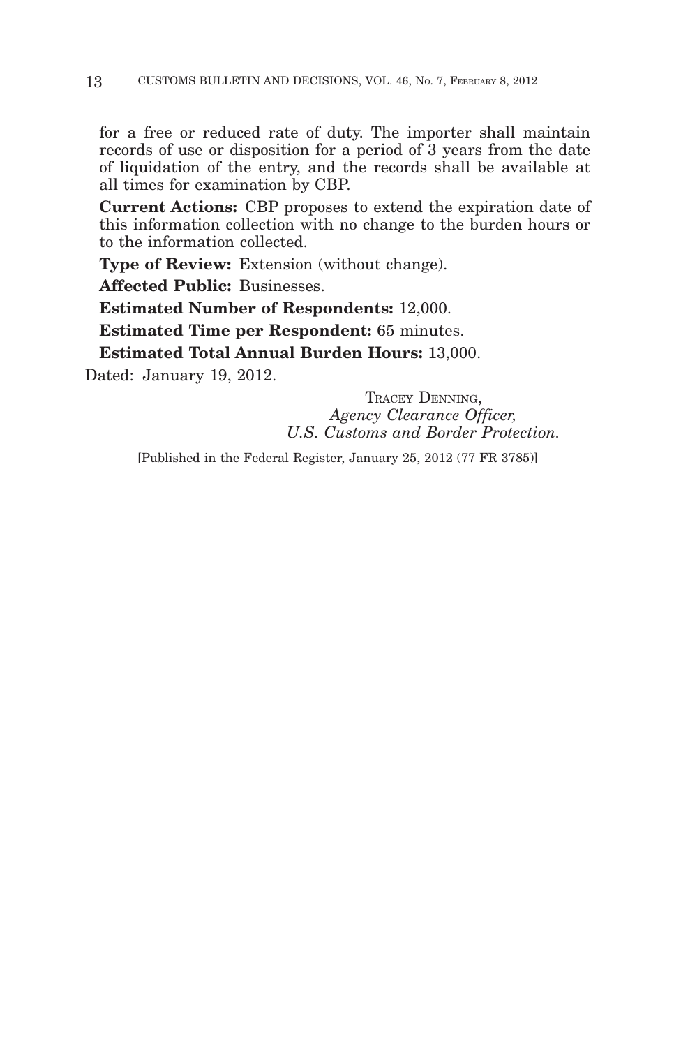for a free or reduced rate of duty. The importer shall maintain records of use or disposition for a period of 3 years from the date of liquidation of the entry, and the records shall be available at all times for examination by CBP.

**Current Actions:** CBP proposes to extend the expiration date of this information collection with no change to the burden hours or to the information collected.

**Type of Review:** Extension (without change).

**Affected Public:** Businesses.

**Estimated Number of Respondents:** 12,000.

**Estimated Time per Respondent:** 65 minutes.

**Estimated Total Annual Burden Hours:** 13,000.

Dated: January 19, 2012.

TRACEY DENNING,
*Agency Clearance Officer,*
*U.S. Customs and Border Protection.*

[Published in the Federal Register, January 25, 2012 (77 FR 3785)]